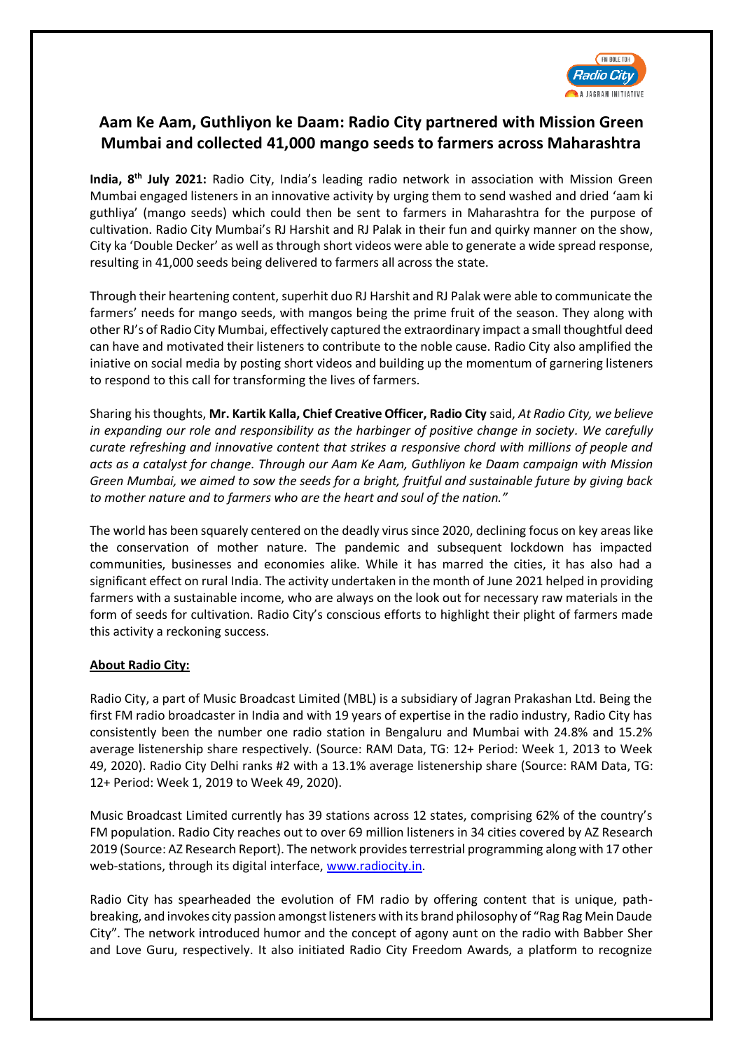# Aam Ke Aam, Guthliyon ke Daam: Radio City partnered with Mission Green Mumbai and collected 41,000 mango seeds to farmers across Maharashtra

**India, 8th July 2021:** Radio City, India's leading radio network in association with Mission Green Mumbai engaged listeners in an innovative activity by urging them to send washed and dried 'aam ki guthliya' (mango seeds) which could then be sent to farmers in Maharashtra for the purpose of cultivation. Radio City Mumbai's RJ Harshit and RJ Palak in their fun and quirky manner on the show, City ka 'Double Decker' as well as through short videos were able to generate a wide spread response, resulting in 41,000 seeds being delivered to farmers all across the state.

Through their heartening content, superhit duo RJ Harshit and RJ Palak were able to communicate the farmers' needs for mango seeds, with mangos being the prime fruit of the season. They along with other RJ's of Radio City Mumbai, effectively captured the extraordinary impact a small thoughtful deed can have and motivated their listeners to contribute to the noble cause. Radio City also amplified the iniative on social media by posting short videos and building up the momentum of garnering listeners to respond to this call for transforming the lives of farmers.

Sharing his thoughts, **Mr. Kartik Kalla, Chief Creative Officer, Radio City** said, *At Radio City, we believe in expanding our role and responsibility as the harbinger of positive change in society. We carefully curate refreshing and innovative content that strikes a responsive chord with millions of people and acts as a catalyst for change. Through our Aam Ke Aam, Guthliyon ke Daam campaign with Mission Green Mumbai, we aimed to sow the seeds for a bright, fruitful and sustainable future by giving back to mother nature and to farmers who are the heart and soul of the nation."*

The world has been squarely centered on the deadly virus since 2020, declining focus on key areas like the conservation of mother nature. The pandemic and subsequent lockdown has impacted communities, businesses and economies alike. While it has marred the cities, it has also had a significant effect on rural India. The activity undertaken in the month of June 2021 helped in providing farmers with a sustainable income, who are always on the look out for necessary raw materials in the form of seeds for cultivation. Radio City's conscious efforts to highlight their plight of farmers made this activity a reckoning success.

**About Radio City:**

Radio City, a part of Music Broadcast Limited (MBL) is a subsidiary of Jagran Prakashan Ltd. Being the first FM radio broadcaster in India and with 19 years of expertise in the radio industry, Radio City has consistently been the number one radio station in Bengaluru and Mumbai with 24.8% and 15.2% average listenership share respectively. (Source: RAM Data, TG: 12+ Period: Week 1, 2013 to Week 49, 2020). Radio City Delhi ranks #2 with a 13.1% average listenership share (Source: RAM Data, TG: 12+ Period: Week 1, 2019 to Week 49, 2020).

Music Broadcast Limited currently has 39 stations across 12 states, comprising 62% of the country's FM population. Radio City reaches out to over 69 million listeners in 34 cities covered by AZ Research 2019 (Source: AZ Research Report). The network provides terrestrial programming along with 17 other web-stations, through its digital interface, www.radiocity.in.

Radio City has spearheaded the evolution of FM radio by offering content that is unique, path-breaking, and invokes city passion amongst listeners with its brand philosophy of "Rag Rag Mein Daude City". The network introduced humor and the concept of agony aunt on the radio with Babber Sher and Love Guru, respectively. It also initiated Radio City Freedom Awards, a platform to recognize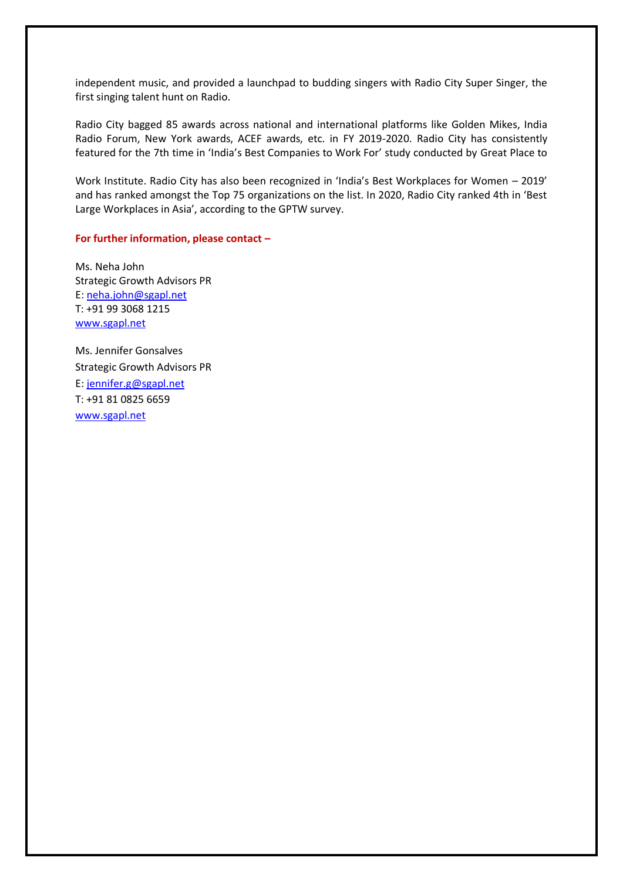independent music, and provided a launchpad to budding singers with Radio City Super Singer, the first singing talent hunt on Radio.

Radio City bagged 85 awards across national and international platforms like Golden Mikes, India Radio Forum, New York awards, ACEF awards, etc. in FY 2019-2020. Radio City has consistently featured for the 7th time in 'India's Best Companies to Work For' study conducted by Great Place to

Work Institute. Radio City has also been recognized in 'India's Best Workplaces for Women – 2019' and has ranked amongst the Top 75 organizations on the list. In 2020, Radio City ranked 4th in 'Best Large Workplaces in Asia', according to the GPTW survey.

**For further information, please contact –**

Ms. Neha John
Strategic Growth Advisors PR
E: neha.john@sgapl.net
T: +91 99 3068 1215
www.sgapl.net

Ms. Jennifer Gonsalves
Strategic Growth Advisors PR
E: jennifer.g@sgapl.net
T: +91 81 0825 6659
www.sgapl.net